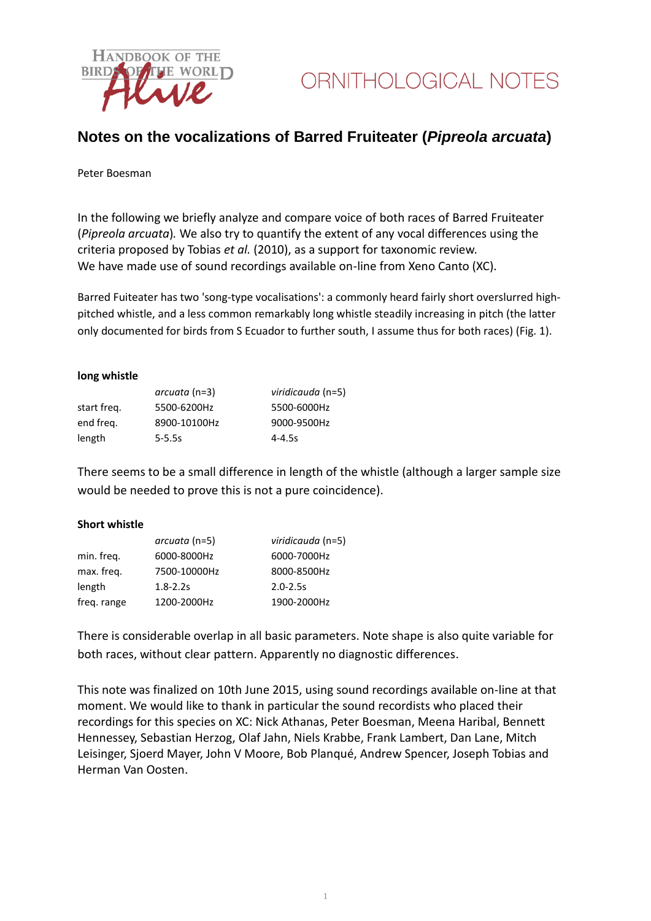HANDBOOK OF THE BIRDS OF THE WORLD Alive

ORNITHOLOGICAL NOTES

# Notes on the vocalizations of Barred Fruiteater (*Pipreola arcuata*)

Peter Boesman

In the following we briefly analyze and compare voice of both races of Barred Fruiteater (*Pipreola arcuata*). We also try to quantify the extent of any vocal differences using the criteria proposed by Tobias *et al.* (2010), as a support for taxonomic review.
We have made use of sound recordings available on-line from Xeno Canto (XC).

Barred Fuiteater has two 'song-type vocalisations': a commonly heard fairly short overslurred high-pitched whistle, and a less common remarkably long whistle steadily increasing in pitch (the latter only documented for birds from S Ecuador to further south, I assume thus for both races) (Fig. 1).

**long whistle**

| | *arcuata* (n=3) | *viridicauda* (n=5) |
|---|---|---|
| start freq. | 5500-6200Hz | 5500-6000Hz |
| end freq. | 8900-10100Hz | 9000-9500Hz |
| length | 5-5.5s | 4-4.5s |

There seems to be a small difference in length of the whistle (although a larger sample size would be needed to prove this is not a pure coincidence).

**Short whistle**

| | *arcuata* (n=5) | *viridicauda* (n=5) |
|---|---|---|
| min. freq. | 6000-8000Hz | 6000-7000Hz |
| max. freq. | 7500-10000Hz | 8000-8500Hz |
| length | 1.8-2.2s | 2.0-2.5s |
| freq. range | 1200-2000Hz | 1900-2000Hz |

There is considerable overlap in all basic parameters. Note shape is also quite variable for both races, without clear pattern. Apparently no diagnostic differences.

This note was finalized on 10th June 2015, using sound recordings available on-line at that moment. We would like to thank in particular the sound recordists who placed their recordings for this species on XC: Nick Athanas, Peter Boesman, Meena Haribal, Bennett Hennessey, Sebastian Herzog, Olaf Jahn, Niels Krabbe, Frank Lambert, Dan Lane, Mitch Leisinger, Sjoerd Mayer, John V Moore, Bob Planqué, Andrew Spencer, Joseph Tobias and Herman Van Oosten.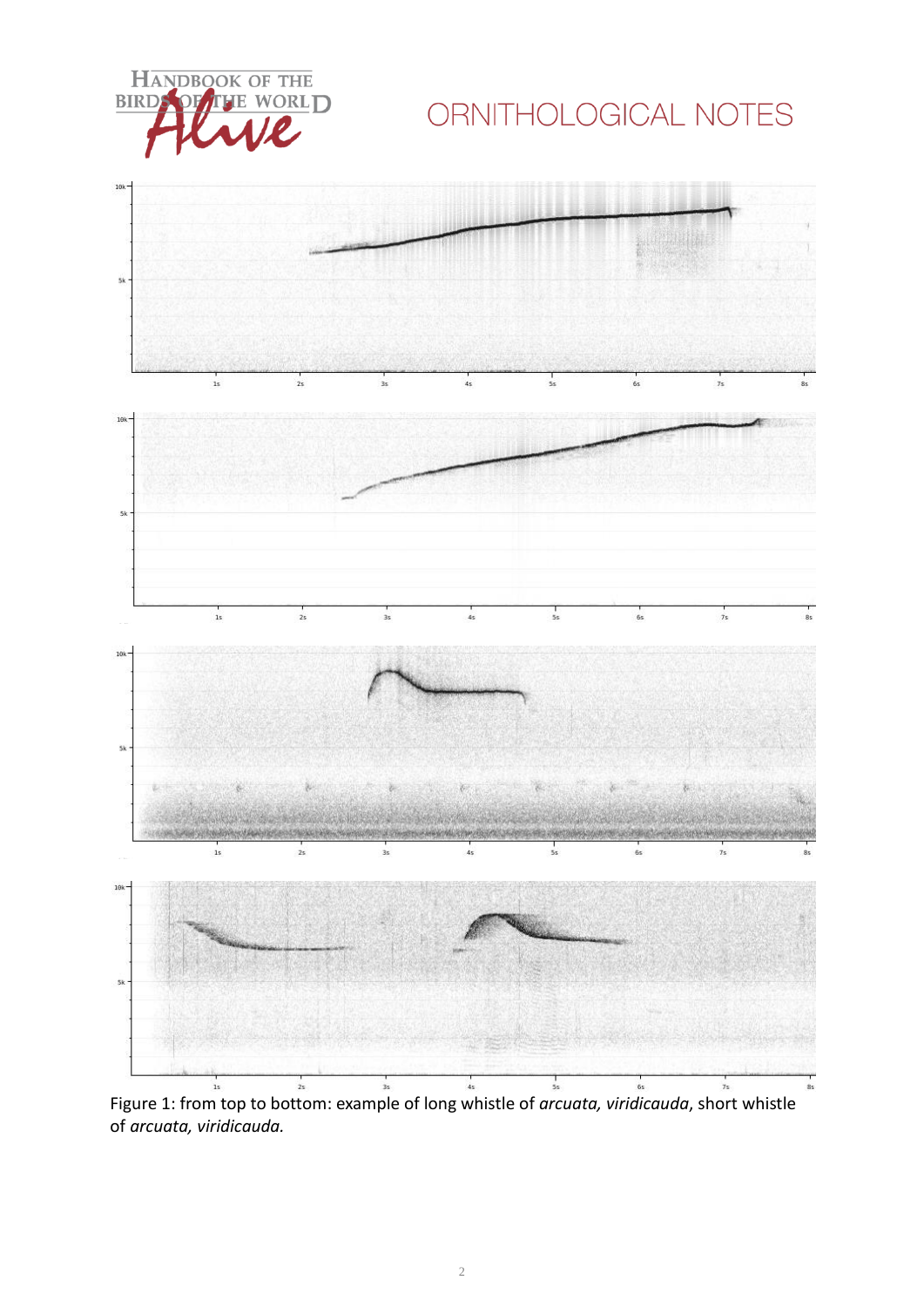Figure 1: from top to bottom: example of long whistle of *arcuata, viridicauda*, short whistle of *arcuata, viridicauda.*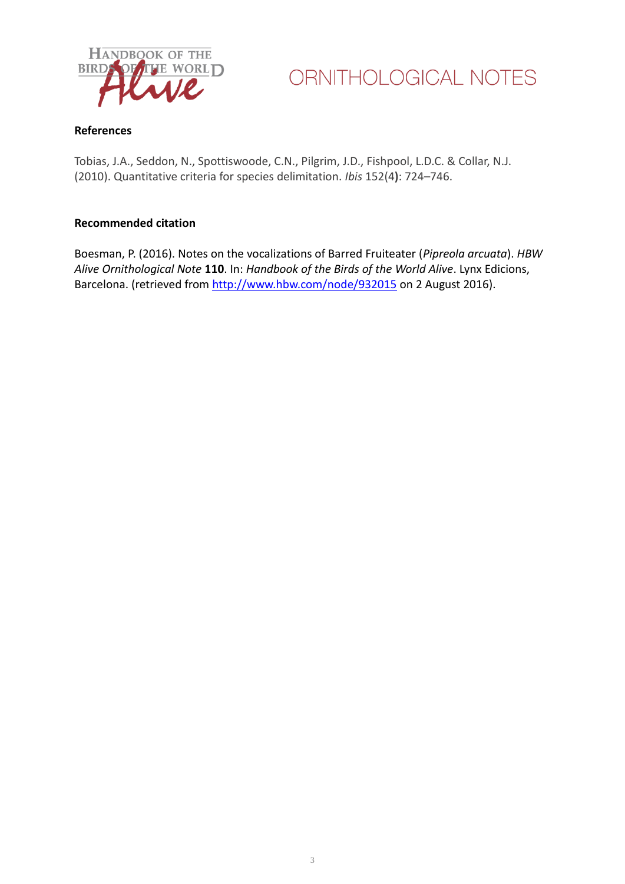**References**

Tobias, J.A., Seddon, N., Spottiswoode, C.N., Pilgrim, J.D., Fishpool, L.D.C. & Collar, N.J. (2010). Quantitative criteria for species delimitation. *Ibis* 152(4**)**: 724–746.

**Recommended citation**

Boesman, P. (2016). Notes on the vocalizations of Barred Fruiteater (*Pipreola arcuata*). *HBW Alive Ornithological Note* **110**. In: *Handbook of the Birds of the World Alive*. Lynx Edicions, Barcelona. (retrieved from http://www.hbw.com/node/932015 on 2 August 2016).